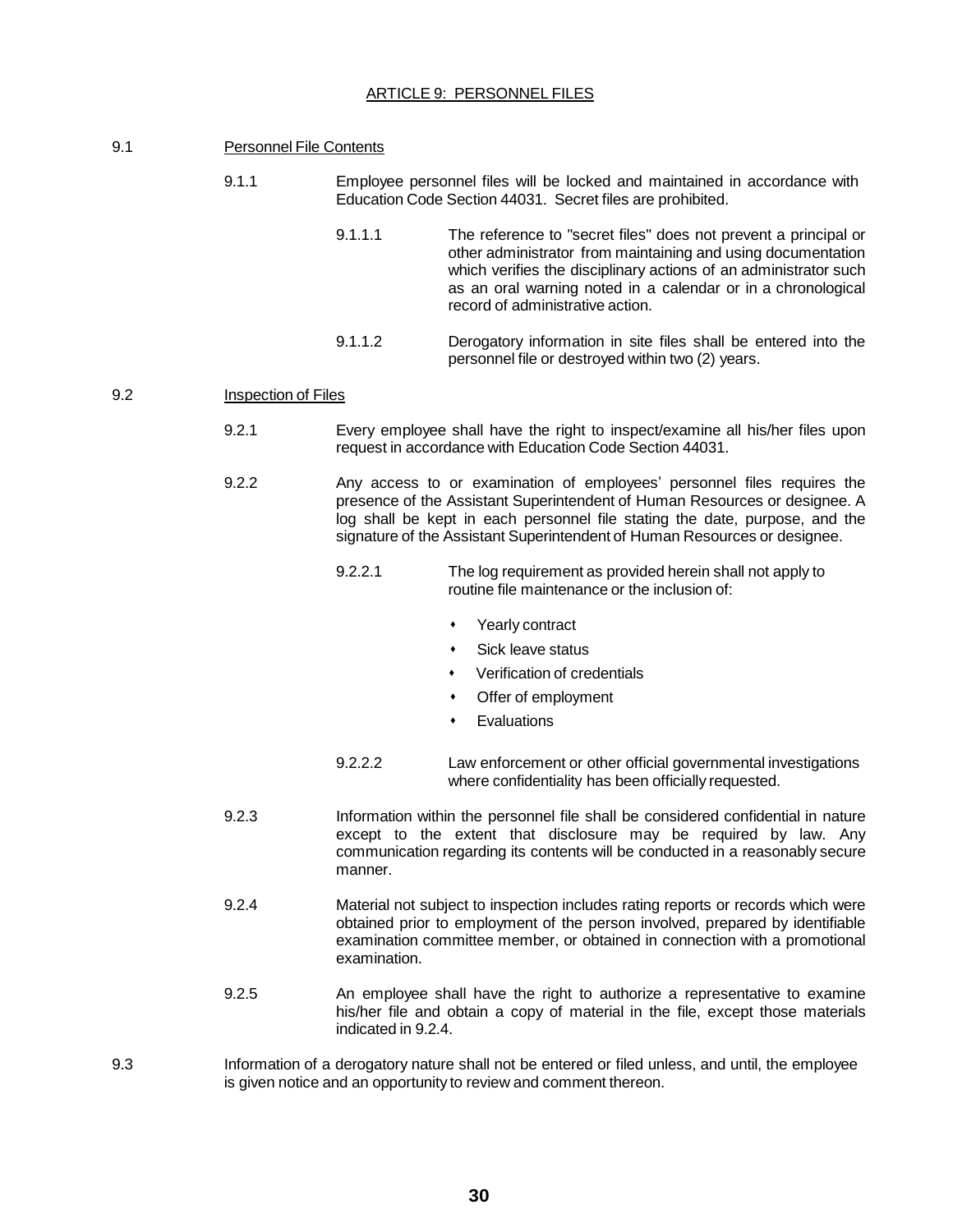# ARTICLE 9: PERSONNEL FILES

## 9.1 Personnel File Contents

9.1.1 Employee personnel files will be locked and maintained in accordance with Education Code Section 44031. Secret files are prohibited.

9.1.1.1 The reference to "secret files" does not prevent a principal or other administrator from maintaining and using documentation which verifies the disciplinary actions of an administrator such as an oral warning noted in a calendar or in a chronological record of administrative action.

9.1.1.2 Derogatory information in site files shall be entered into the personnel file or destroyed within two (2) years.

## 9.2 Inspection of Files

9.2.1 Every employee shall have the right to inspect/examine all his/her files upon request in accordance with Education Code Section 44031.

9.2.2 Any access to or examination of employees' personnel files requires the presence of the Assistant Superintendent of Human Resources or designee. A log shall be kept in each personnel file stating the date, purpose, and the signature of the Assistant Superintendent of Human Resources or designee.

9.2.2.1 The log requirement as provided herein shall not apply to routine file maintenance or the inclusion of:

- Yearly contract
- Sick leave status
- Verification of credentials
- Offer of employment
- Evaluations

9.2.2.2 Law enforcement or other official governmental investigations where confidentiality has been officially requested.

9.2.3 Information within the personnel file shall be considered confidential in nature except to the extent that disclosure may be required by law. Any communication regarding its contents will be conducted in a reasonably secure manner.

9.2.4 Material not subject to inspection includes rating reports or records which were obtained prior to employment of the person involved, prepared by identifiable examination committee member, or obtained in connection with a promotional examination.

9.2.5 An employee shall have the right to authorize a representative to examine his/her file and obtain a copy of material in the file, except those materials indicated in 9.2.4.

9.3 Information of a derogatory nature shall not be entered or filed unless, and until, the employee is given notice and an opportunity to review and comment thereon.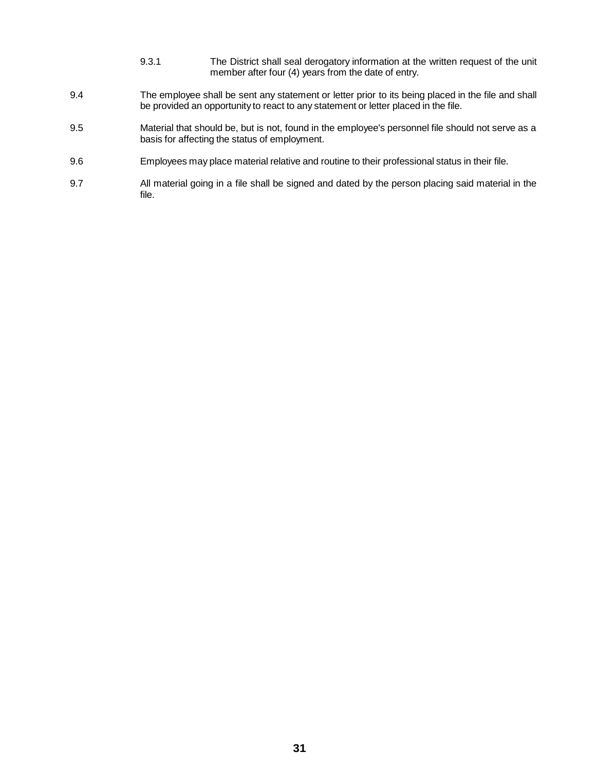9.3.1 The District shall seal derogatory information at the written request of the unit member after four (4) years from the date of entry.

9.4 The employee shall be sent any statement or letter prior to its being placed in the file and shall be provided an opportunity to react to any statement or letter placed in the file.

9.5 Material that should be, but is not, found in the employee's personnel file should not serve as a basis for affecting the status of employment.

9.6 Employees may place material relative and routine to their professional status in their file.

9.7 All material going in a file shall be signed and dated by the person placing said material in the file.